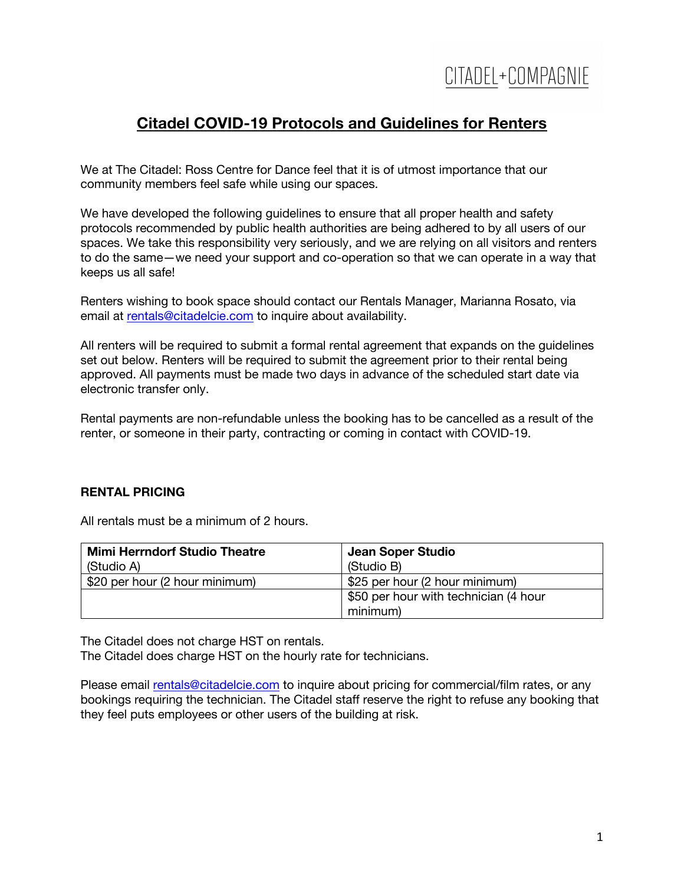CITADEL+COMPAGNIE

# Citadel COVID-19 Protocols and Guidelines for Renters

We at The Citadel: Ross Centre for Dance feel that it is of utmost importance that our community members feel safe while using our spaces.

We have developed the following guidelines to ensure that all proper health and safety protocols recommended by public health authorities are being adhered to by all users of our spaces. We take this responsibility very seriously, and we are relying on all visitors and renters to do the same—we need your support and co-operation so that we can operate in a way that keeps us all safe!

Renters wishing to book space should contact our Rentals Manager, Marianna Rosato, via email at rentals@citadelcie.com to inquire about availability.

All renters will be required to submit a formal rental agreement that expands on the guidelines set out below. Renters will be required to submit the agreement prior to their rental being approved. All payments must be made two days in advance of the scheduled start date via electronic transfer only.

Rental payments are non-refundable unless the booking has to be cancelled as a result of the renter, or someone in their party, contracting or coming in contact with COVID-19.

**RENTAL PRICING**

All rentals must be a minimum of 2 hours.

| **Mimi Herrndorf Studio Theatre** (Studio A) | **Jean Soper Studio** (Studio B) |
|---|---|
| $20 per hour (2 hour minimum) | $25 per hour (2 hour minimum) |
| | $50 per hour with technician (4 hour minimum) |

The Citadel does not charge HST on rentals.
The Citadel does charge HST on the hourly rate for technicians.

Please email rentals@citadelcie.com to inquire about pricing for commercial/film rates, or any bookings requiring the technician. The Citadel staff reserve the right to refuse any booking that they feel puts employees or other users of the building at risk.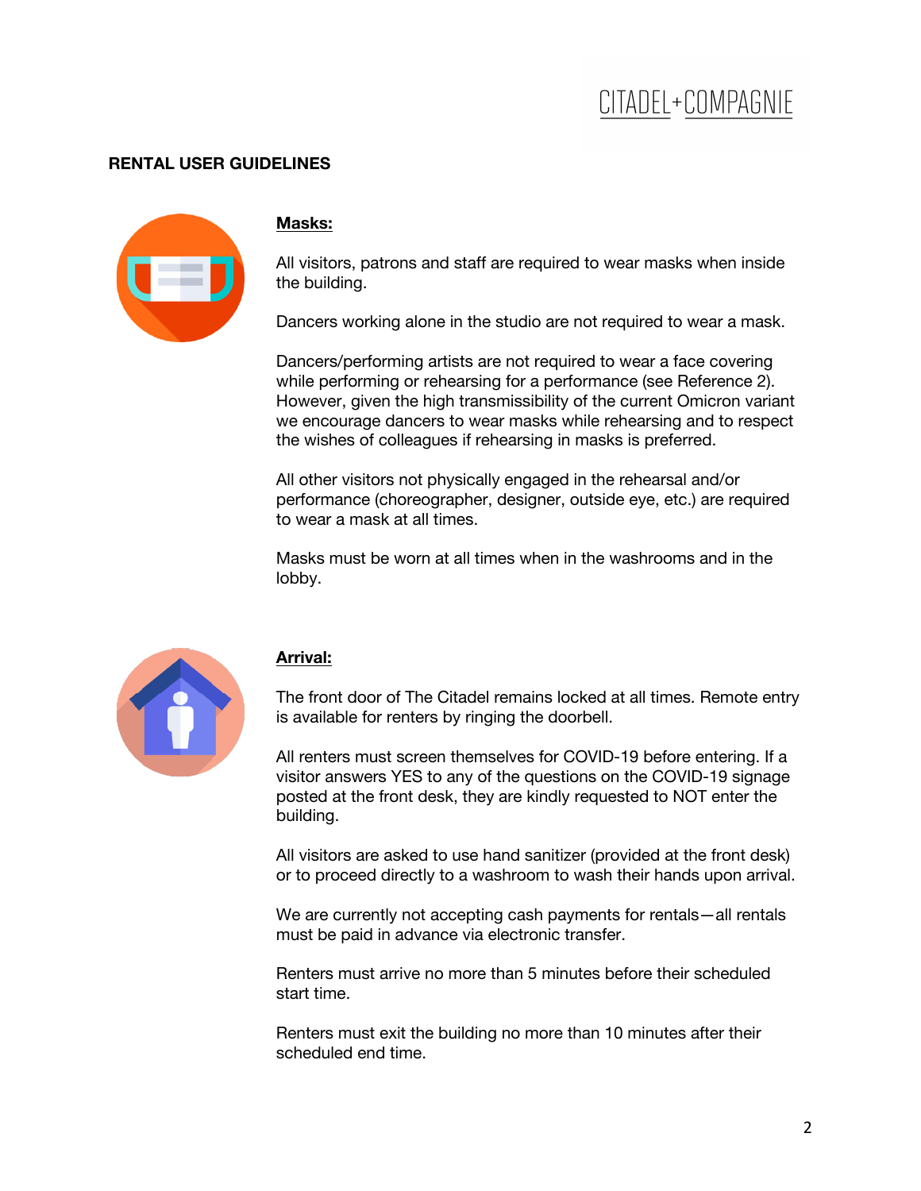## RENTAL USER GUIDELINES

### Masks:

All visitors, patrons and staff are required to wear masks when inside the building.

Dancers working alone in the studio are not required to wear a mask.

Dancers/performing artists are not required to wear a face covering while performing or rehearsing for a performance (see Reference 2). However, given the high transmissibility of the current Omicron variant we encourage dancers to wear masks while rehearsing and to respect the wishes of colleagues if rehearsing in masks is preferred.

All other visitors not physically engaged in the rehearsal and/or performance (choreographer, designer, outside eye, etc.) are required to wear a mask at all times.

Masks must be worn at all times when in the washrooms and in the lobby.

### Arrival:

The front door of The Citadel remains locked at all times. Remote entry is available for renters by ringing the doorbell.

All renters must screen themselves for COVID-19 before entering. If a visitor answers YES to any of the questions on the COVID-19 signage posted at the front desk, they are kindly requested to NOT enter the building.

All visitors are asked to use hand sanitizer (provided at the front desk) or to proceed directly to a washroom to wash their hands upon arrival.

We are currently not accepting cash payments for rentals—all rentals must be paid in advance via electronic transfer.

Renters must arrive no more than 5 minutes before their scheduled start time.

Renters must exit the building no more than 10 minutes after their scheduled end time.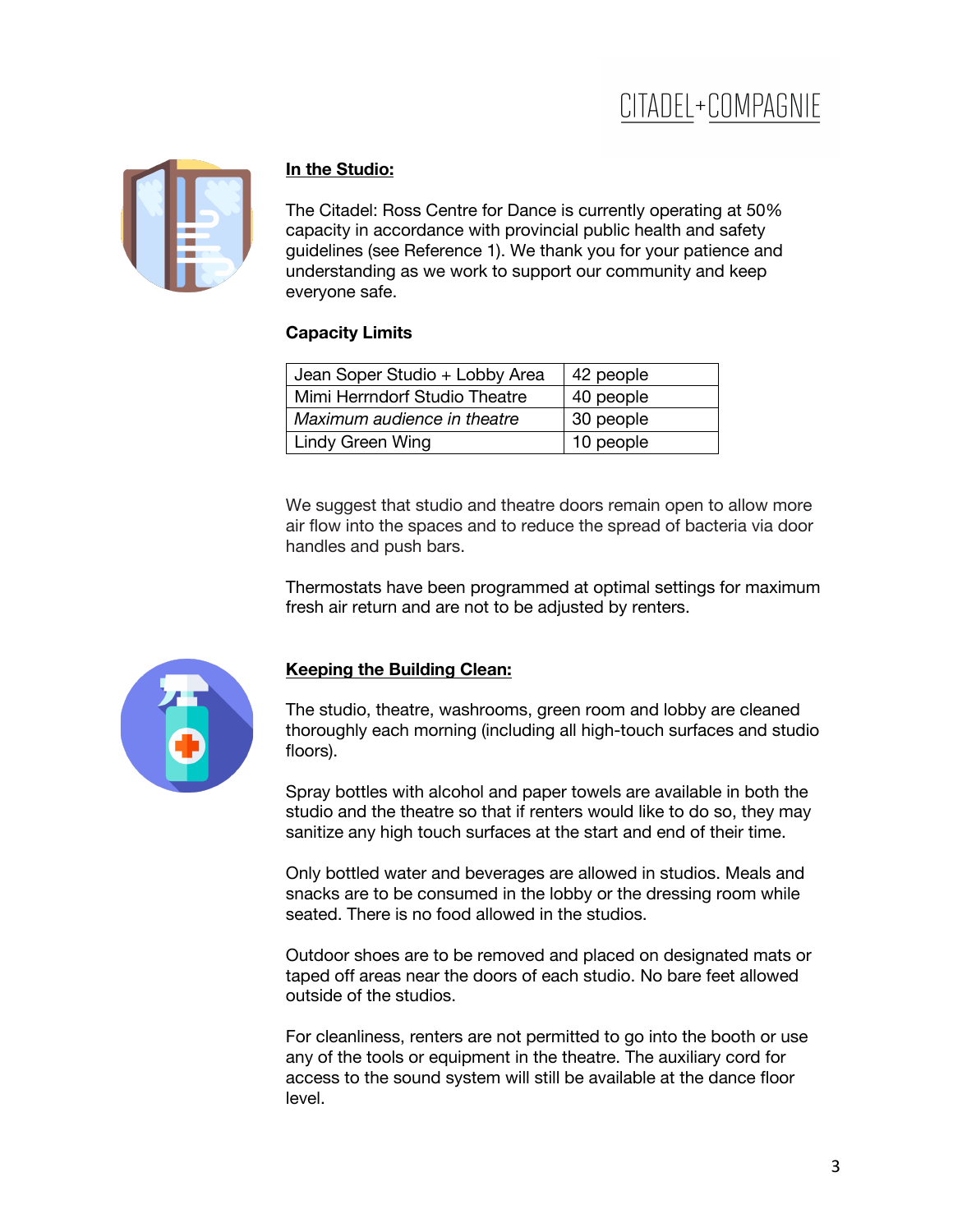## In the Studio:

The Citadel: Ross Centre for Dance is currently operating at 50% capacity in accordance with provincial public health and safety guidelines (see Reference 1). We thank you for your patience and understanding as we work to support our community and keep everyone safe.

### Capacity Limits

| Space | Capacity |
| --- | --- |
| Jean Soper Studio + Lobby Area | 42 people |
| Mimi Herrndorf Studio Theatre | 40 people |
| *Maximum audience in theatre* | 30 people |
| Lindy Green Wing | 10 people |

We suggest that studio and theatre doors remain open to allow more air flow into the spaces and to reduce the spread of bacteria via door handles and push bars.

Thermostats have been programmed at optimal settings for maximum fresh air return and are not to be adjusted by renters.

## Keeping the Building Clean:

The studio, theatre, washrooms, green room and lobby are cleaned thoroughly each morning (including all high-touch surfaces and studio floors).

Spray bottles with alcohol and paper towels are available in both the studio and the theatre so that if renters would like to do so, they may sanitize any high touch surfaces at the start and end of their time.

Only bottled water and beverages are allowed in studios. Meals and snacks are to be consumed in the lobby or the dressing room while seated. There is no food allowed in the studios.

Outdoor shoes are to be removed and placed on designated mats or taped off areas near the doors of each studio. No bare feet allowed outside of the studios.

For cleanliness, renters are not permitted to go into the booth or use any of the tools or equipment in the theatre. The auxiliary cord for access to the sound system will still be available at the dance floor level.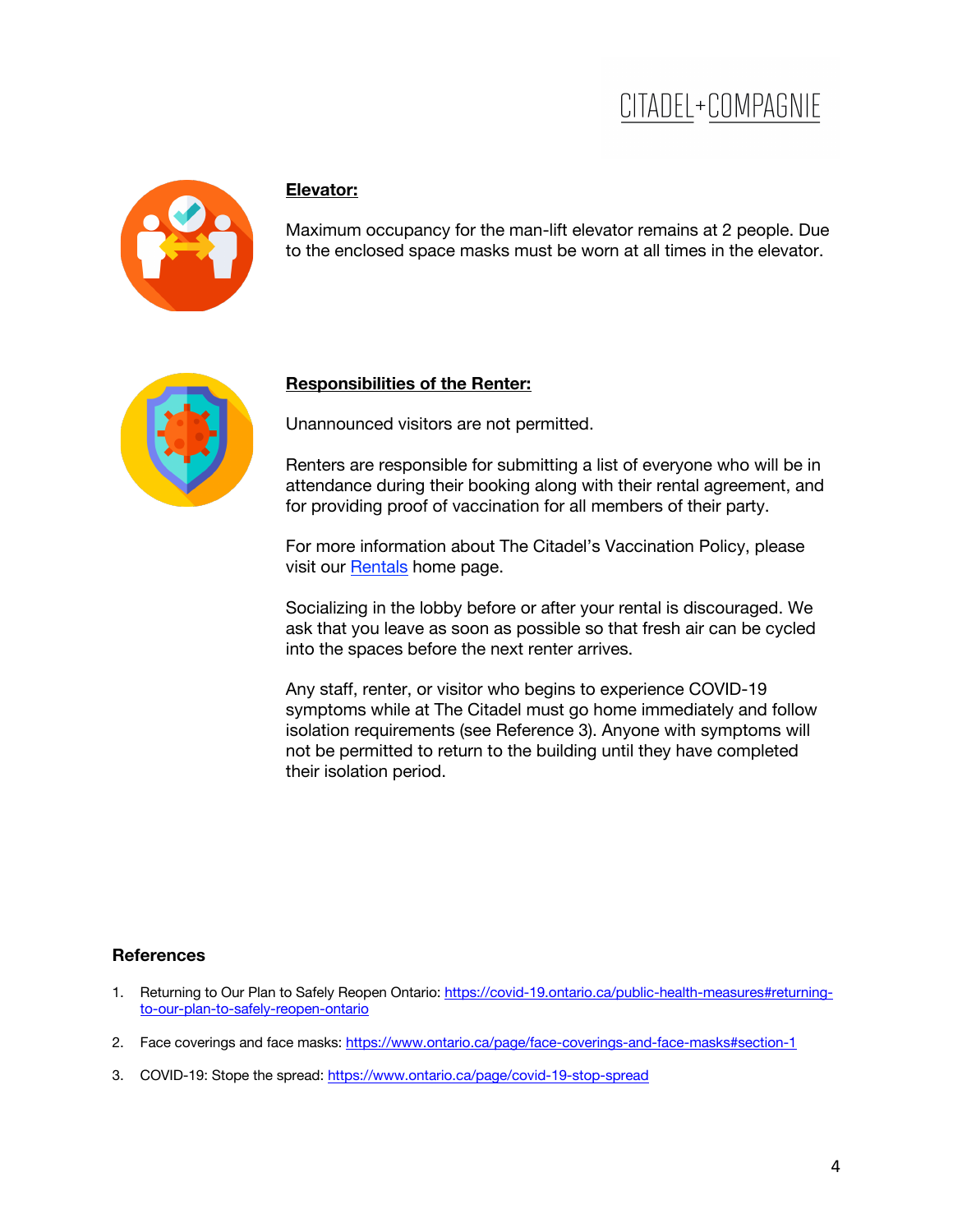**Elevator:**

Maximum occupancy for the man-lift elevator remains at 2 people. Due to the enclosed space masks must be worn at all times in the elevator.

**Responsibilities of the Renter:**

Unannounced visitors are not permitted.

Renters are responsible for submitting a list of everyone who will be in attendance during their booking along with their rental agreement, and for providing proof of vaccination for all members of their party.

For more information about The Citadel's Vaccination Policy, please visit our Rentals home page.

Socializing in the lobby before or after your rental is discouraged. We ask that you leave as soon as possible so that fresh air can be cycled into the spaces before the next renter arrives.

Any staff, renter, or visitor who begins to experience COVID-19 symptoms while at The Citadel must go home immediately and follow isolation requirements (see Reference 3). Anyone with symptoms will not be permitted to return to the building until they have completed their isolation period.

### References

1. Returning to Our Plan to Safely Reopen Ontario: https://covid-19.ontario.ca/public-health-measures#returning-to-our-plan-to-safely-reopen-ontario
2. Face coverings and face masks: https://www.ontario.ca/page/face-coverings-and-face-masks#section-1
3. COVID-19: Stope the spread: https://www.ontario.ca/page/covid-19-stop-spread